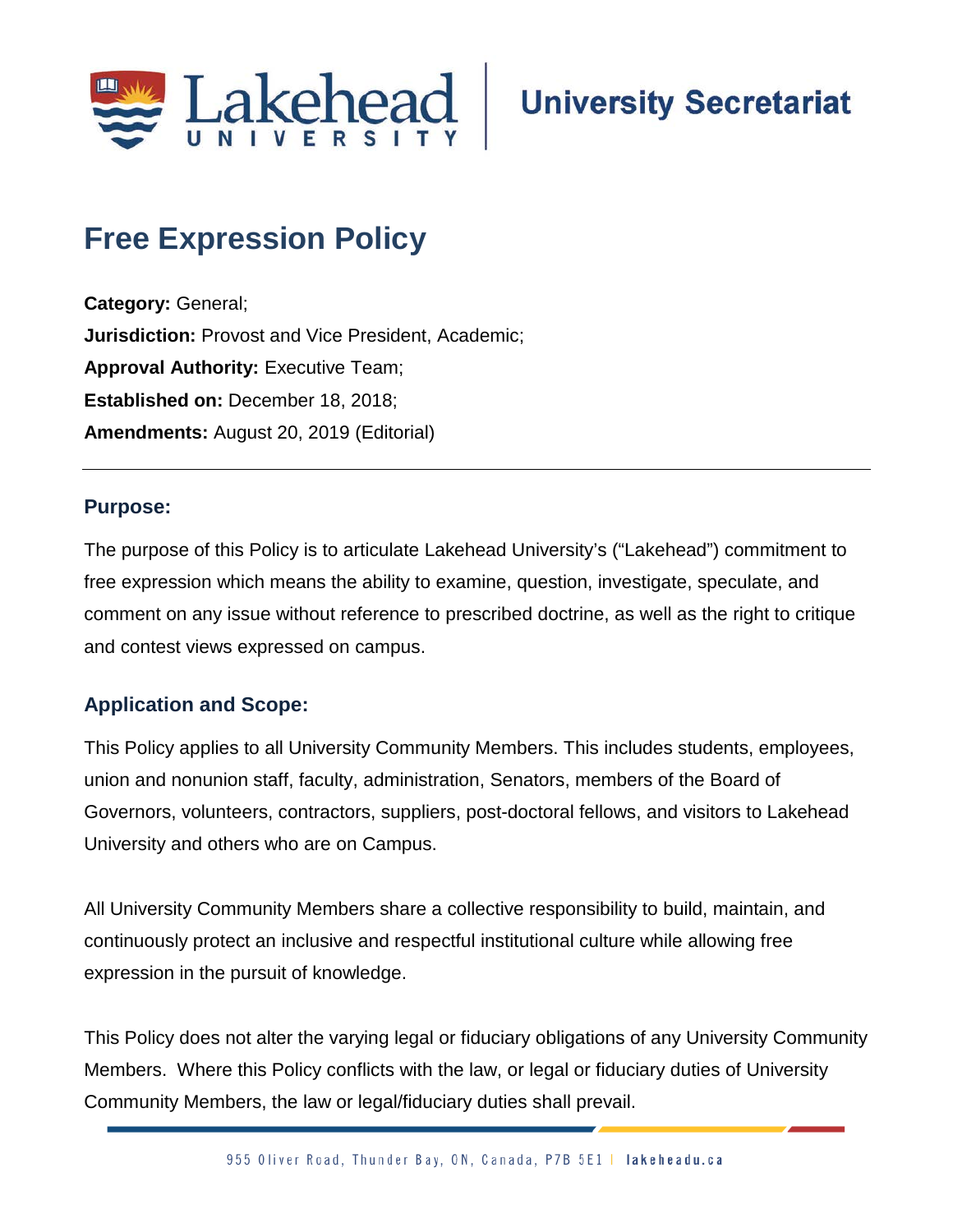Lakehead University | University Secretariat

# Free Expression Policy

**Category:** General;
**Jurisdiction:** Provost and Vice President, Academic;
**Approval Authority:** Executive Team;
**Established on:** December 18, 2018;
**Amendments:** August 20, 2019 (Editorial)

---

## Purpose:

The purpose of this Policy is to articulate Lakehead University's ("Lakehead") commitment to free expression which means the ability to examine, question, investigate, speculate, and comment on any issue without reference to prescribed doctrine, as well as the right to critique and contest views expressed on campus.

## Application and Scope:

This Policy applies to all University Community Members. This includes students, employees, union and nonunion staff, faculty, administration, Senators, members of the Board of Governors, volunteers, contractors, suppliers, post-doctoral fellows, and visitors to Lakehead University and others who are on Campus.

All University Community Members share a collective responsibility to build, maintain, and continuously protect an inclusive and respectful institutional culture while allowing free expression in the pursuit of knowledge.

This Policy does not alter the varying legal or fiduciary obligations of any University Community Members. Where this Policy conflicts with the law, or legal or fiduciary duties of University Community Members, the law or legal/fiduciary duties shall prevail.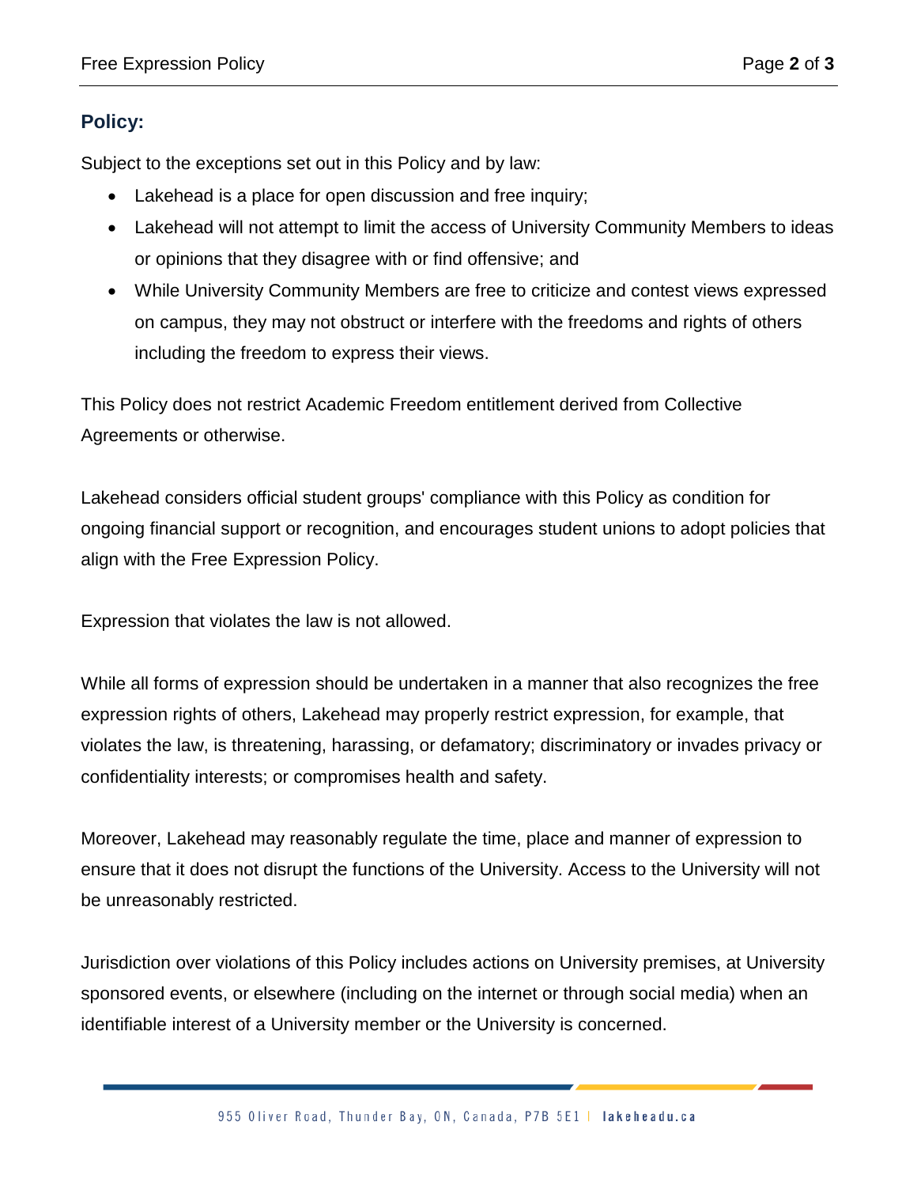## Policy:

Subject to the exceptions set out in this Policy and by law:

- Lakehead is a place for open discussion and free inquiry;
- Lakehead will not attempt to limit the access of University Community Members to ideas or opinions that they disagree with or find offensive; and
- While University Community Members are free to criticize and contest views expressed on campus, they may not obstruct or interfere with the freedoms and rights of others including the freedom to express their views.

This Policy does not restrict Academic Freedom entitlement derived from Collective Agreements or otherwise.

Lakehead considers official student groups' compliance with this Policy as condition for ongoing financial support or recognition, and encourages student unions to adopt policies that align with the Free Expression Policy.

Expression that violates the law is not allowed.

While all forms of expression should be undertaken in a manner that also recognizes the free expression rights of others, Lakehead may properly restrict expression, for example, that violates the law, is threatening, harassing, or defamatory; discriminatory or invades privacy or confidentiality interests; or compromises health and safety.

Moreover, Lakehead may reasonably regulate the time, place and manner of expression to ensure that it does not disrupt the functions of the University. Access to the University will not be unreasonably restricted.

Jurisdiction over violations of this Policy includes actions on University premises, at University sponsored events, or elsewhere (including on the internet or through social media) when an identifiable interest of a University member or the University is concerned.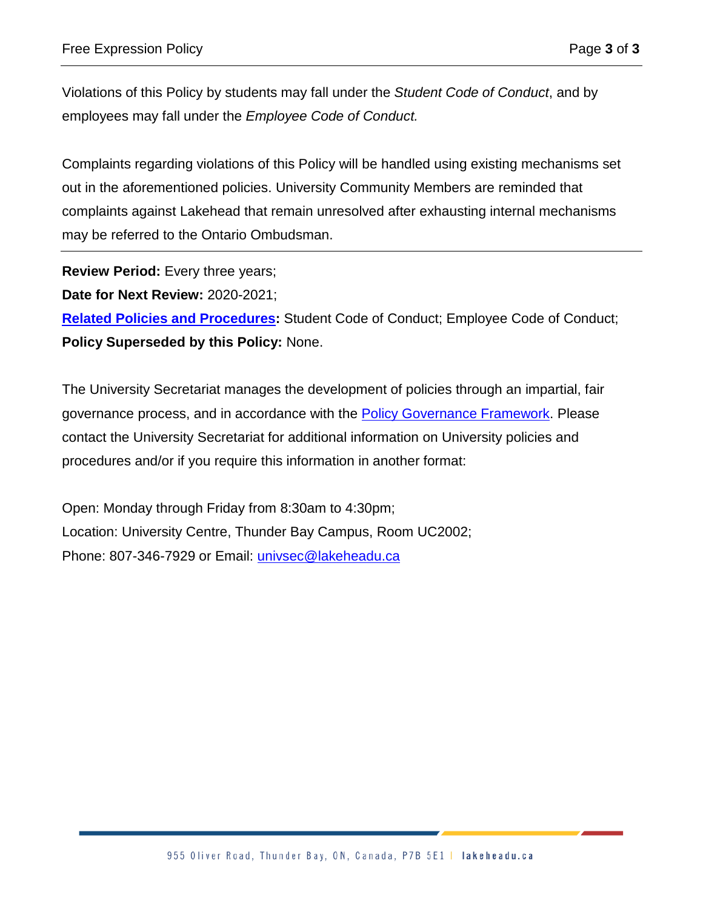Violations of this Policy by students may fall under the *Student Code of Conduct*, and by employees may fall under the *Employee Code of Conduct.*

Complaints regarding violations of this Policy will be handled using existing mechanisms set out in the aforementioned policies. University Community Members are reminded that complaints against Lakehead that remain unresolved after exhausting internal mechanisms may be referred to the Ontario Ombudsman.

---

**Review Period:** Every three years;
**Date for Next Review:** 2020-2021;
**Related Policies and Procedures:** Student Code of Conduct; Employee Code of Conduct;
**Policy Superseded by this Policy:** None.

The University Secretariat manages the development of policies through an impartial, fair governance process, and in accordance with the Policy Governance Framework. Please contact the University Secretariat for additional information on University policies and procedures and/or if you require this information in another format:

Open: Monday through Friday from 8:30am to 4:30pm;
Location: University Centre, Thunder Bay Campus, Room UC2002;
Phone: 807-346-7929 or Email: univsec@lakeheadu.ca